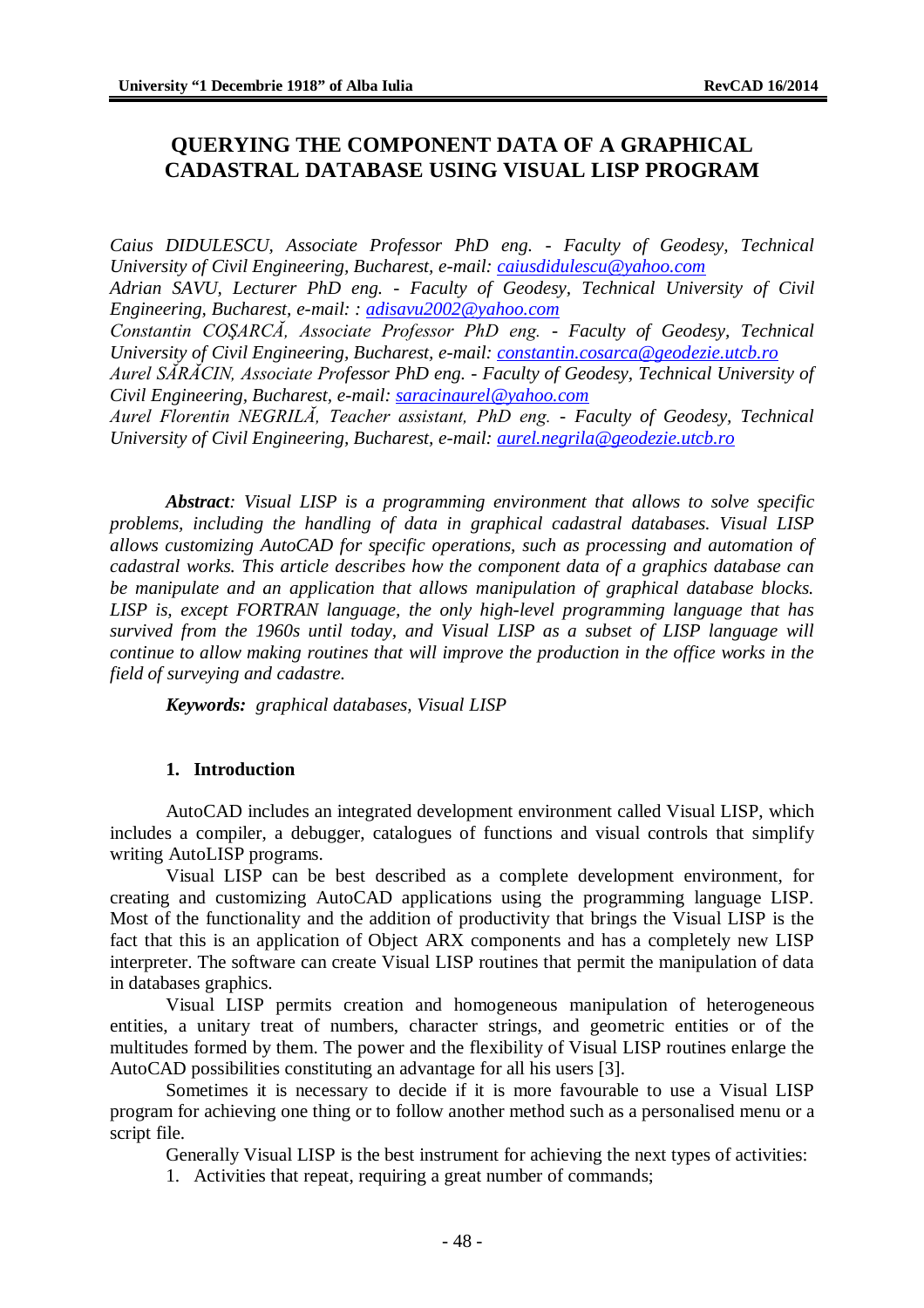# QUERYING THE COMPONENT DATA OF A GRAPHICAL CADASTRAL DATABASE USING VISUAL LISP PROGRAM

*Caius DIDULESCU, Associate Professor PhD eng. - Faculty of Geodesy, Technical University of Civil Engineering, Bucharest, e-mail: caiusdidulescu@yahoo.com*
*Adrian SAVU, Lecturer PhD eng. - Faculty of Geodesy, Technical University of Civil Engineering, Bucharest, e-mail: : adisavu2002@yahoo.com*
*Constantin COŞARCĂ, Associate Professor PhD eng. - Faculty of Geodesy, Technical University of Civil Engineering, Bucharest, e-mail: constantin.cosarca@geodezie.utcb.ro*
*Aurel SĂRĂCIN, Associate Professor PhD eng. - Faculty of Geodesy, Technical University of Civil Engineering, Bucharest, e-mail: saracinaurel@yahoo.com*
*Aurel Florentin NEGRILĂ, Teacher assistant, PhD eng. - Faculty of Geodesy, Technical University of Civil Engineering, Bucharest, e-mail: aurel.negrila@geodezie.utcb.ro*

***Abstract**: Visual LISP is a programming environment that allows to solve specific problems, including the handling of data in graphical cadastral databases. Visual LISP allows customizing AutoCAD for specific operations, such as processing and automation of cadastral works. This article describes how the component data of a graphics database can be manipulate and an application that allows manipulation of graphical database blocks. LISP is, except FORTRAN language, the only high-level programming language that has survived from the 1960s until today, and Visual LISP as a subset of LISP language will continue to allow making routines that will improve the production in the office works in the field of surveying and cadastre.*

***Keywords:** graphical databases, Visual LISP*

## 1. Introduction

AutoCAD includes an integrated development environment called Visual LISP, which includes a compiler, a debugger, catalogues of functions and visual controls that simplify writing AutoLISP programs.

Visual LISP can be best described as a complete development environment, for creating and customizing AutoCAD applications using the programming language LISP. Most of the functionality and the addition of productivity that brings the Visual LISP is the fact that this is an application of Object ARX components and has a completely new LISP interpreter. The software can create Visual LISP routines that permit the manipulation of data in databases graphics.

Visual LISP permits creation and homogeneous manipulation of heterogeneous entities, a unitary treat of numbers, character strings, and geometric entities or of the multitudes formed by them. The power and the flexibility of Visual LISP routines enlarge the AutoCAD possibilities constituting an advantage for all his users [3].

Sometimes it is necessary to decide if it is more favourable to use a Visual LISP program for achieving one thing or to follow another method such as a personalised menu or a script file.

Generally Visual LISP is the best instrument for achieving the next types of activities:

1. Activities that repeat, requiring a great number of commands;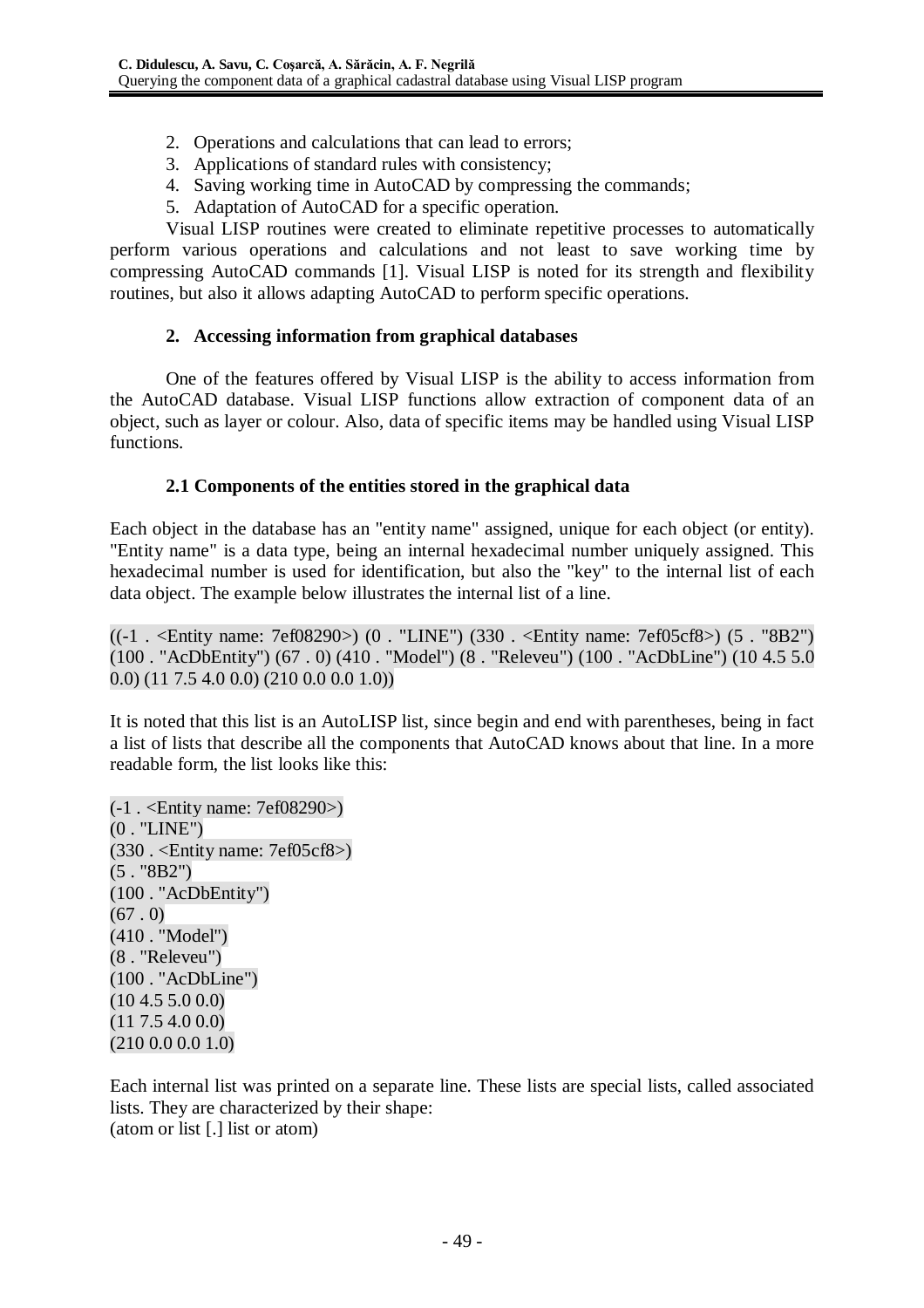2. Operations and calculations that can lead to errors;
3. Applications of standard rules with consistency;
4. Saving working time in AutoCAD by compressing the commands;
5. Adaptation of AutoCAD for a specific operation.

Visual LISP routines were created to eliminate repetitive processes to automatically perform various operations and calculations and not least to save working time by compressing AutoCAD commands [1]. Visual LISP is noted for its strength and flexibility routines, but also it allows adapting AutoCAD to perform specific operations.

## 2. Accessing information from graphical databases

One of the features offered by Visual LISP is the ability to access information from the AutoCAD database. Visual LISP functions allow extraction of component data of an object, such as layer or colour. Also, data of specific items may be handled using Visual LISP functions.

### 2.1 Components of the entities stored in the graphical data

Each object in the database has an "entity name" assigned, unique for each object (or entity). "Entity name" is a data type, being an internal hexadecimal number uniquely assigned. This hexadecimal number is used for identification, but also the "key" to the internal list of each data object. The example below illustrates the internal list of a line.

```
((-1 . <Entity name: 7ef08290>) (0 . "LINE") (330 . <Entity name: 7ef05cf8>) (5 . "8B2") (100 . "AcDbEntity") (67 . 0) (410 . "Model") (8 . "Releveu") (100 . "AcDbLine") (10 4.5 5.0 0.0) (11 7.5 4.0 0.0) (210 0.0 0.0 1.0))
```

It is noted that this list is an AutoLISP list, since begin and end with parentheses, being in fact a list of lists that describe all the components that AutoCAD knows about that line. In a more readable form, the list looks like this:

```
(-1 . <Entity name: 7ef08290>)
(0 . "LINE")
(330 . <Entity name: 7ef05cf8>)
(5 . "8B2")
(100 . "AcDbEntity")
(67 . 0)
(410 . "Model")
(8 . "Releveu")
(100 . "AcDbLine")
(10 4.5 5.0 0.0)
(11 7.5 4.0 0.0)
(210 0.0 0.0 1.0)
```

Each internal list was printed on a separate line. These lists are special lists, called associated lists. They are characterized by their shape:
(atom or list [.] list or atom)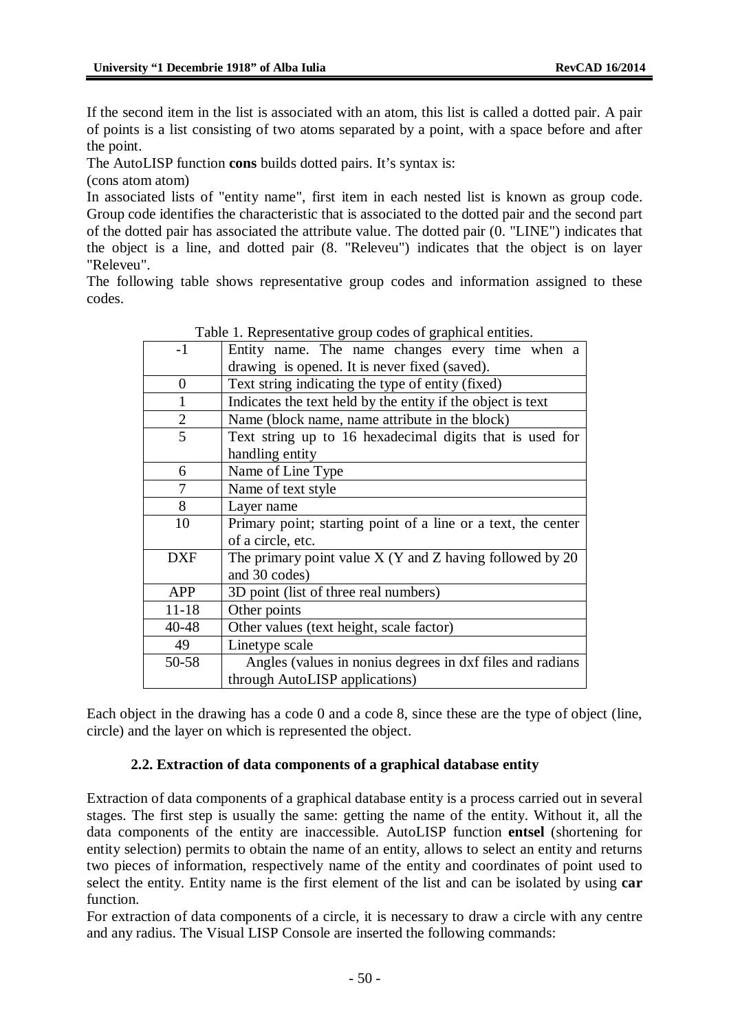If the second item in the list is associated with an atom, this list is called a dotted pair. A pair of points is a list consisting of two atoms separated by a point, with a space before and after the point.

The AutoLISP function **cons** builds dotted pairs. It's syntax is:

(cons atom atom)

In associated lists of "entity name", first item in each nested list is known as group code. Group code identifies the characteristic that is associated to the dotted pair and the second part of the dotted pair has associated the attribute value. The dotted pair (0. "LINE") indicates that the object is a line, and dotted pair (8. "Releveu") indicates that the object is on layer "Releveu".

The following table shows representative group codes and information assigned to these codes.

Table 1. Representative group codes of graphical entities.

| | |
|---|---|
| -1 | Entity name. The name changes every time when a drawing is opened. It is never fixed (saved). |
| 0 | Text string indicating the type of entity (fixed) |
| 1 | Indicates the text held by the entity if the object is text |
| 2 | Name (block name, name attribute in the block) |
| 5 | Text string up to 16 hexadecimal digits that is used for handling entity |
| 6 | Name of Line Type |
| 7 | Name of text style |
| 8 | Layer name |
| 10 | Primary point; starting point of a line or a text, the center of a circle, etc. |
| DXF | The primary point value X (Y and Z having followed by 20 and 30 codes) |
| APP | 3D point (list of three real numbers) |
| 11-18 | Other points |
| 40-48 | Other values (text height, scale factor) |
| 49 | Linetype scale |
| 50-58 | Angles (values in nonius degrees in dxf files and radians through AutoLISP applications) |

Each object in the drawing has a code 0 and a code 8, since these are the type of object (line, circle) and the layer on which is represented the object.

### 2.2. Extraction of data components of a graphical database entity

Extraction of data components of a graphical database entity is a process carried out in several stages. The first step is usually the same: getting the name of the entity. Without it, all the data components of the entity are inaccessible. AutoLISP function **entsel** (shortening for entity selection) permits to obtain the name of an entity, allows to select an entity and returns two pieces of information, respectively name of the entity and coordinates of point used to select the entity. Entity name is the first element of the list and can be isolated by using **car** function.

For extraction of data components of a circle, it is necessary to draw a circle with any centre and any radius. The Visual LISP Console are inserted the following commands: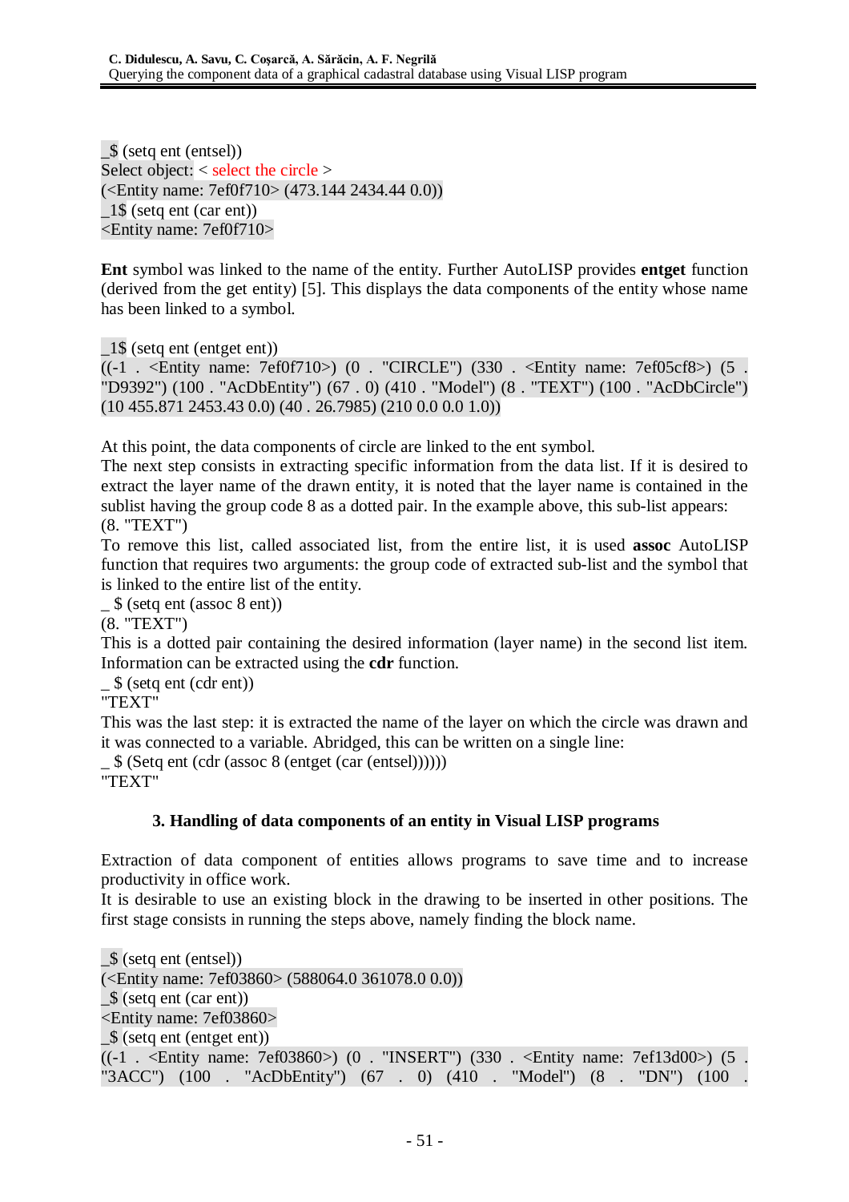```
_$ (setq ent (entsel))
Select object: < select the circle >
(<Entity name: 7ef0f710> (473.144 2434.44 0.0))
_1$ (setq ent (car ent))
<Entity name: 7ef0f710>
```

**Ent** symbol was linked to the name of the entity. Further AutoLISP provides **entget** function (derived from the get entity) [5]. This displays the data components of the entity whose name has been linked to a symbol.

```
_1$ (setq ent (entget ent))
((-1 . <Entity name: 7ef0f710>) (0 . "CIRCLE") (330 . <Entity name: 7ef05cf8>) (5 . "D9392") (100 . "AcDbEntity") (67 . 0) (410 . "Model") (8 . "TEXT") (100 . "AcDbCircle") (10 455.871 2453.43 0.0) (40 . 26.7985) (210 0.0 0.0 1.0))
```

At this point, the data components of circle are linked to the ent symbol.
The next step consists in extracting specific information from the data list. If it is desired to extract the layer name of the drawn entity, it is noted that the layer name is contained in the sublist having the group code 8 as a dotted pair. In the example above, this sub-list appears:
(8. "TEXT")
To remove this list, called associated list, from the entire list, it is used **assoc** AutoLISP function that requires two arguments: the group code of extracted sub-list and the symbol that is linked to the entire list of the entity.

```
_ $ (setq ent (assoc 8 ent))
(8. "TEXT")
```

This is a dotted pair containing the desired information (layer name) in the second list item. Information can be extracted using the **cdr** function.

```
_ $ (setq ent (cdr ent))
"TEXT"
```

This was the last step: it is extracted the name of the layer on which the circle was drawn and it was connected to a variable. Abridged, this can be written on a single line:

```
_ $ (Setq ent (cdr (assoc 8 (entget (car (entsel))))))
"TEXT"
```

## 3. Handling of data components of an entity in Visual LISP programs

Extraction of data component of entities allows programs to save time and to increase productivity in office work.
It is desirable to use an existing block in the drawing to be inserted in other positions. The first stage consists in running the steps above, namely finding the block name.

```
_$ (setq ent (entsel))
(<Entity name: 7ef03860> (588064.0 361078.0 0.0))
_$ (setq ent (car ent))
<Entity name: 7ef03860>
_$ (setq ent (entget ent))
((-1 . <Entity name: 7ef03860>) (0 . "INSERT") (330 . <Entity name: 7ef13d00>) (5 . "3ACC") (100 . "AcDbEntity") (67 . 0) (410 . "Model") (8 . "DN") (100 .
```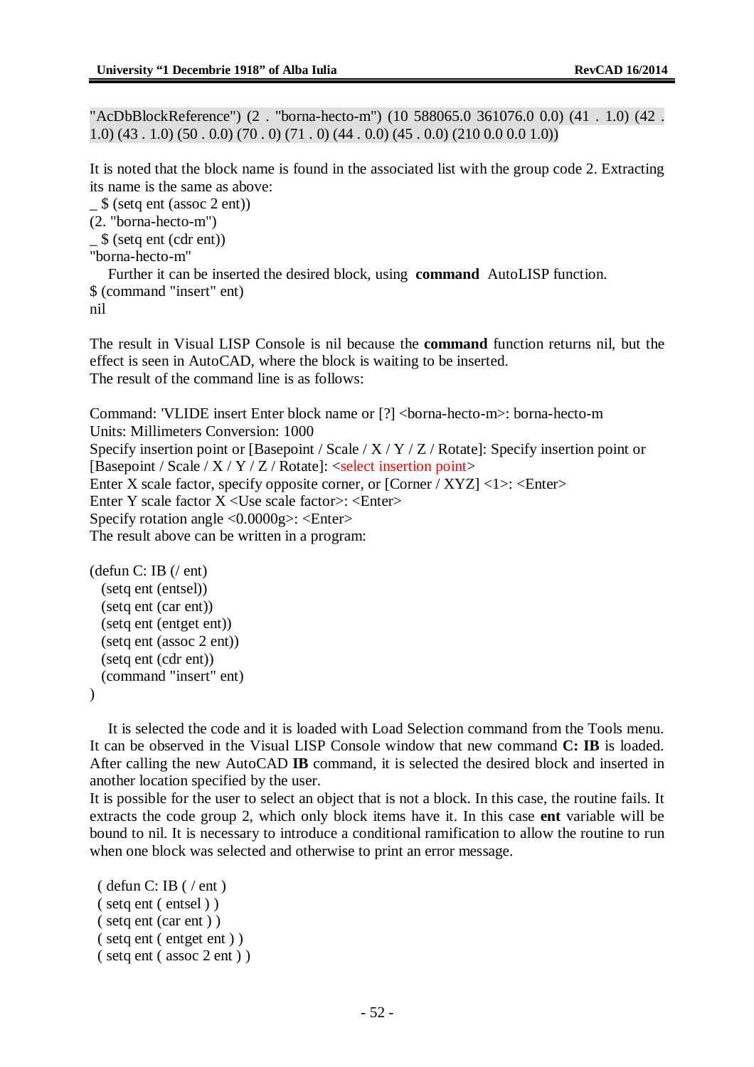"AcDbBlockReference") (2 . "borna-hecto-m") (10 588065.0 361076.0 0.0) (41 . 1.0) (42 . 1.0) (43 . 1.0) (50 . 0.0) (70 . 0) (71 . 0) (44 . 0.0) (45 . 0.0) (210 0.0 0.0 1.0))

It is noted that the block name is found in the associated list with the group code 2. Extracting its name is the same as above:

```
_ $ (setq ent (assoc 2 ent))
(2. "borna-hecto-m")
_ $ (setq ent (cdr ent))
"borna-hecto-m"
```

Further it can be inserted the desired block, using **command** AutoLISP function.

```
$ (command "insert" ent)
nil
```

The result in Visual LISP Console is nil because the **command** function returns nil, but the effect is seen in AutoCAD, where the block is waiting to be inserted.
The result of the command line is as follows:

```
Command: 'VLIDE insert Enter block name or [?] <borna-hecto-m>: borna-hecto-m
Units: Millimeters Conversion: 1000
Specify insertion point or [Basepoint / Scale / X / Y / Z / Rotate]: Specify insertion point or [Basepoint / Scale / X / Y / Z / Rotate]: <select insertion point>
Enter X scale factor, specify opposite corner, or [Corner / XYZ] <1>: <Enter>
Enter Y scale factor X <Use scale factor>: <Enter>
Specify rotation angle <0.0000g>: <Enter>
```

The result above can be written in a program:

```
(defun C: IB (/ ent)
  (setq ent (entsel))
  (setq ent (car ent))
  (setq ent (entget ent))
  (setq ent (assoc 2 ent))
  (setq ent (cdr ent))
  (command "insert" ent)
)
```

It is selected the code and it is loaded with Load Selection command from the Tools menu. It can be observed in the Visual LISP Console window that new command **C: IB** is loaded. After calling the new AutoCAD **IB** command, it is selected the desired block and inserted in another location specified by the user.
It is possible for the user to select an object that is not a block. In this case, the routine fails. It extracts the code group 2, which only block items have it. In this case **ent** variable will be bound to nil. It is necessary to introduce a conditional ramification to allow the routine to run when one block was selected and otherwise to print an error message.

```
( defun C: IB ( / ent )
( setq ent ( entsel ) )
( setq ent (car ent ) )
( setq ent ( entget ent ) )
( setq ent ( assoc 2 ent ) )
```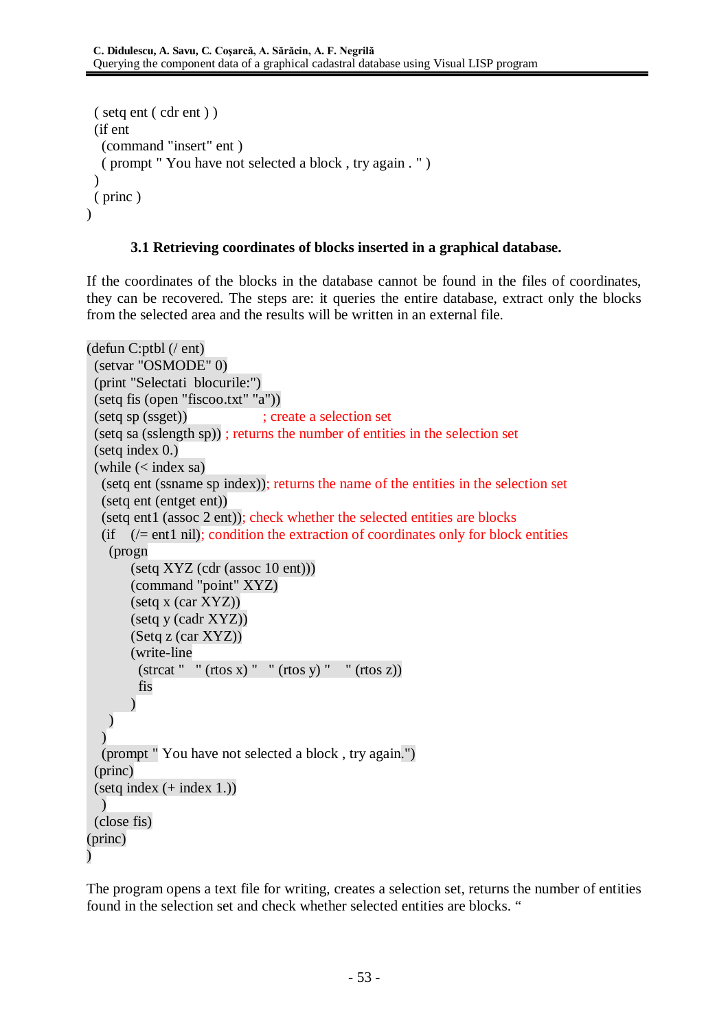```
  ( setq ent ( cdr ent ) )
  (if ent
    (command "insert" ent )
    ( prompt " You have not selected a block , try again . " )
  )
  ( princ )
)
```

### 3.1 Retrieving coordinates of blocks inserted in a graphical database.

If the coordinates of the blocks in the database cannot be found in the files of coordinates, they can be recovered. The steps are: it queries the entire database, extract only the blocks from the selected area and the results will be written in an external file.

```
(defun C:ptbl (/ ent)
  (setvar "OSMODE" 0)
  (print "Selectati  blocurile:")
  (setq fis (open "fiscoo.txt" "a"))
  (setq sp (ssget))                  ; create a selection set
  (setq sa (sslength sp)) ; returns the number of entities in the selection set
  (setq index 0.)
  (while (< index sa)
    (setq ent (ssname sp index)); returns the name of the entities in the selection set
    (setq ent (entget ent))
    (setq ent1 (assoc 2 ent)); check whether the selected entities are blocks
    (if    (/= ent1 nil); condition the extraction of coordinates only for block entities
      (progn
           (setq XYZ (cdr (assoc 10 ent)))
           (command "point" XYZ)
           (setq x (car XYZ))
           (setq y (cadr XYZ))
           (Setq z (car XYZ))
           (write-line
             (strcat "   " (rtos x) "   " (rtos y) "    " (rtos z))
             fis
           )
      )
    )
    (prompt " You have not selected a block , try again.")
  (princ)
  (setq index (+ index 1.))
    )
  (close fis)
(princ)
)
```

The program opens a text file for writing, creates a selection set, returns the number of entities found in the selection set and check whether selected entities are blocks. “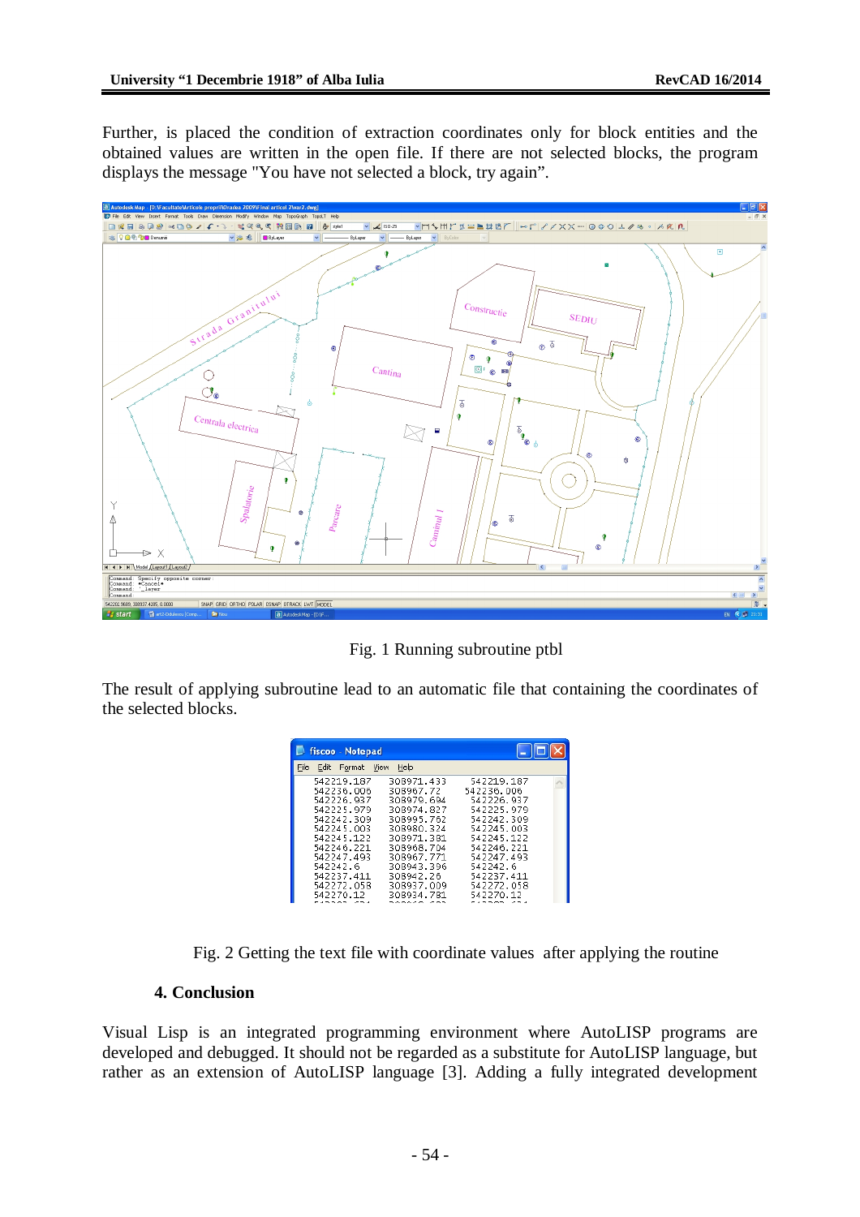Further, is placed the condition of extraction coordinates only for block entities and the obtained values are written in the open file. If there are not selected blocks, the program displays the message "You have not selected a block, try again".

Fig. 1 Running subroutine ptbl

The result of applying subroutine lead to an automatic file that containing the coordinates of the selected blocks.

Fig. 2 Getting the text file with coordinate values after applying the routine

## 4. Conclusion

Visual Lisp is an integrated programming environment where AutoLISP programs are developed and debugged. It should not be regarded as a substitute for AutoLISP language, but rather as an extension of AutoLISP language [3]. Adding a fully integrated development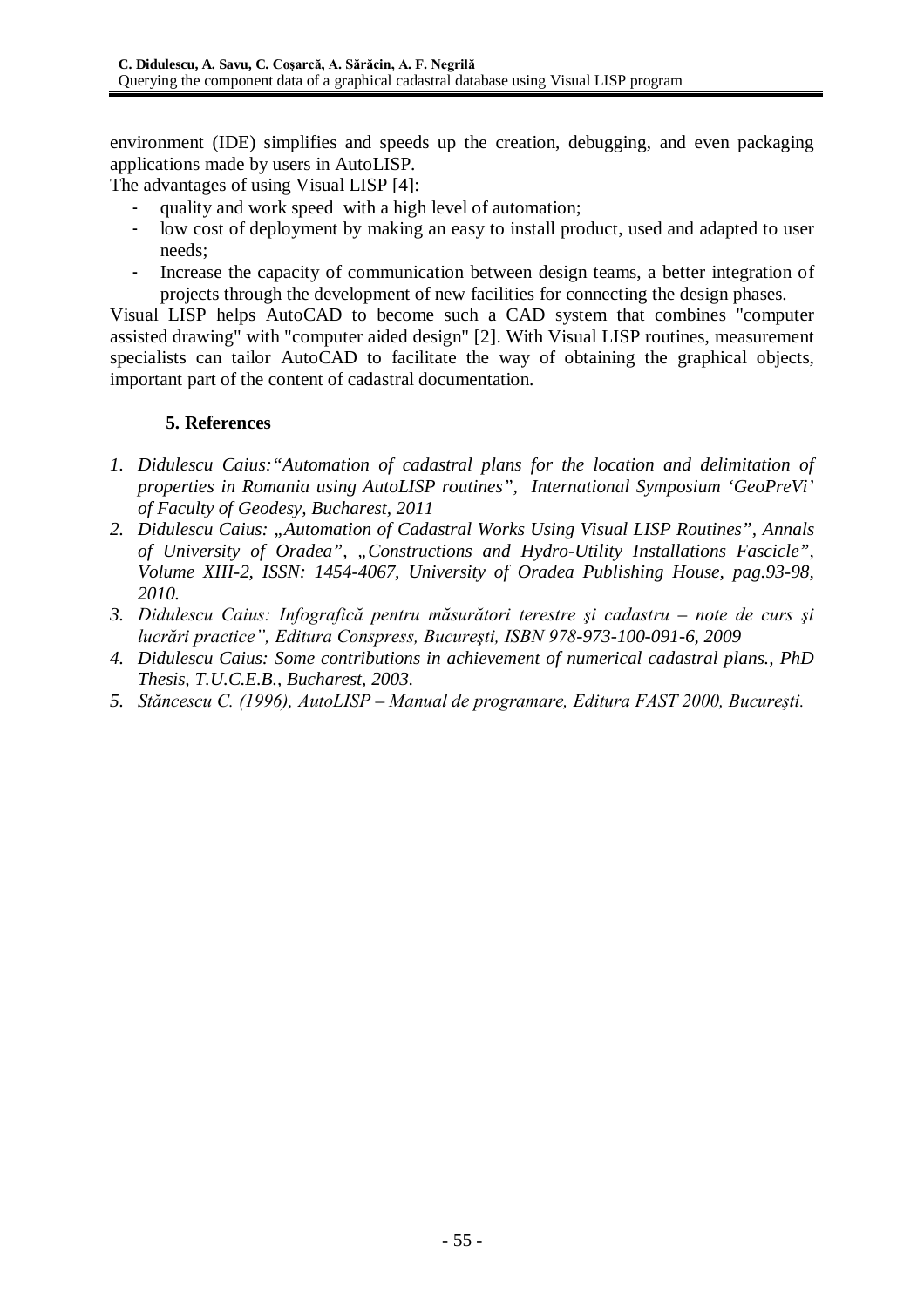environment (IDE) simplifies and speeds up the creation, debugging, and even packaging applications made by users in AutoLISP.

The advantages of using Visual LISP [4]:

- quality and work speed with a high level of automation;
- low cost of deployment by making an easy to install product, used and adapted to user needs;
- Increase the capacity of communication between design teams, a better integration of projects through the development of new facilities for connecting the design phases.

Visual LISP helps AutoCAD to become such a CAD system that combines "computer assisted drawing" with "computer aided design" [2]. With Visual LISP routines, measurement specialists can tailor AutoCAD to facilitate the way of obtaining the graphical objects, important part of the content of cadastral documentation.

## 5. References

1. *Didulescu Caius:"Automation of cadastral plans for the location and delimitation of properties in Romania using AutoLISP routines", International Symposium 'GeoPreVi' of Faculty of Geodesy, Bucharest, 2011*
2. *Didulescu Caius: „Automation of Cadastral Works Using Visual LISP Routines", Annals of University of Oradea", „Constructions and Hydro-Utility Installations Fascicle", Volume XIII-2, ISSN: 1454-4067, University of Oradea Publishing House, pag.93-98, 2010.*
3. *Didulescu Caius: Infografică pentru măsurători terestre şi cadastru – note de curs şi lucrări practice", Editura Conspress, Bucureşti, ISBN 978-973-100-091-6, 2009*
4. *Didulescu Caius: Some contributions in achievement of numerical cadastral plans., PhD Thesis, T.U.C.E.B., Bucharest, 2003.*
5. *Stăncescu C. (1996), AutoLISP – Manual de programare, Editura FAST 2000, Bucureşti.*